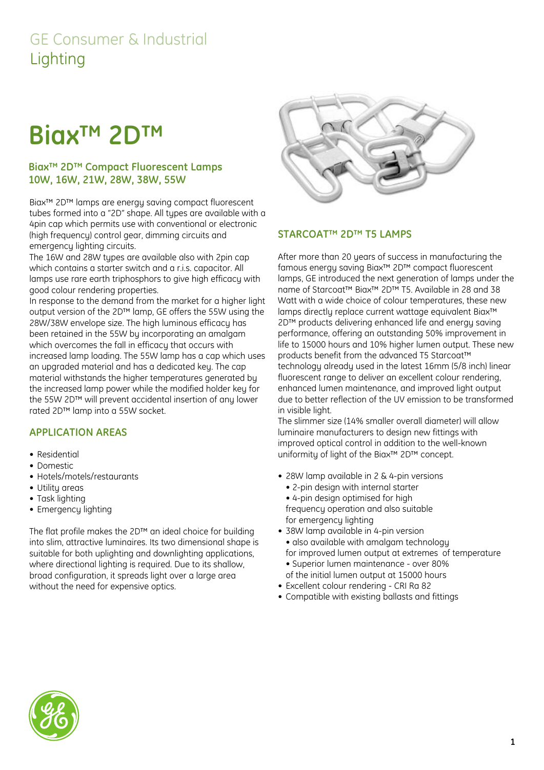GE Consumer & Industrial
Lighting

# Biax™ 2D™

## Biax™ 2D™ Compact Fluorescent Lamps 10W, 16W, 21W, 28W, 38W, 55W

Biax™ 2D™ lamps are energy saving compact fluorescent tubes formed into a "2D" shape. All types are available with a 4pin cap which permits use with conventional or electronic (high frequency) control gear, dimming circuits and emergency lighting circuits.

The 16W and 28W types are available also with 2pin cap which contains a starter switch and a r.i.s. capacitor. All lamps use rare earth triphosphors to give high efficacy with good colour rendering properties.

In response to the demand from the market for a higher light output version of the 2D™ lamp, GE offers the 55W using the 28W/38W envelope size. The high luminous efficacy has been retained in the 55W by incorporating an amalgam which overcomes the fall in efficacy that occurs with increased lamp loading. The 55W lamp has a cap which uses an upgraded material and has a dedicated key. The cap material withstands the higher temperatures generated by the increased lamp power while the modified holder key for the 55W 2D™ will prevent accidental insertion of any lower rated 2D™ lamp into a 55W socket.

## APPLICATION AREAS

- Residential
- Domestic
- Hotels/motels/restaurants
- Utility areas
- Task lighting
- Emergency lighting

The flat profile makes the 2D™ an ideal choice for building into slim, attractive luminaires. Its two dimensional shape is suitable for both uplighting and downlighting applications, where directional lighting is required. Due to its shallow, broad configuration, it spreads light over a large area without the need for expensive optics.

## STARCOAT™ 2D™ T5 LAMPS

After more than 20 years of success in manufacturing the famous energy saving Biax™ 2D™ compact fluorescent lamps, GE introduced the next generation of lamps under the name of Starcoat™ Biax™ 2D™ T5. Available in 28 and 38 Watt with a wide choice of colour temperatures, these new lamps directly replace current wattage equivalent Biax™ 2D™ products delivering enhanced life and energy saving performance, offering an outstanding 50% improvement in life to 15000 hours and 10% higher lumen output. These new products benefit from the advanced T5 Starcoat™ technology already used in the latest 16mm (5/8 inch) linear fluorescent range to deliver an excellent colour rendering, enhanced lumen maintenance, and improved light output due to better reflection of the UV emission to be transformed in visible light.

The slimmer size (14% smaller overall diameter) will allow luminaire manufacturers to design new fittings with improved optical control in addition to the well-known uniformity of light of the Biax™ 2D™ concept.

- 28W lamp available in 2 & 4-pin versions
  - 2-pin design with internal starter
  - 4-pin design optimised for high frequency operation and also suitable for emergency lighting
- 38W lamp available in 4-pin version
  - also available with amalgam technology for improved lumen output at extremes of temperature
  - Superior lumen maintenance - over 80% of the initial lumen output at 15000 hours
- Excellent colour rendering - CRI Ra 82
- Compatible with existing ballasts and fittings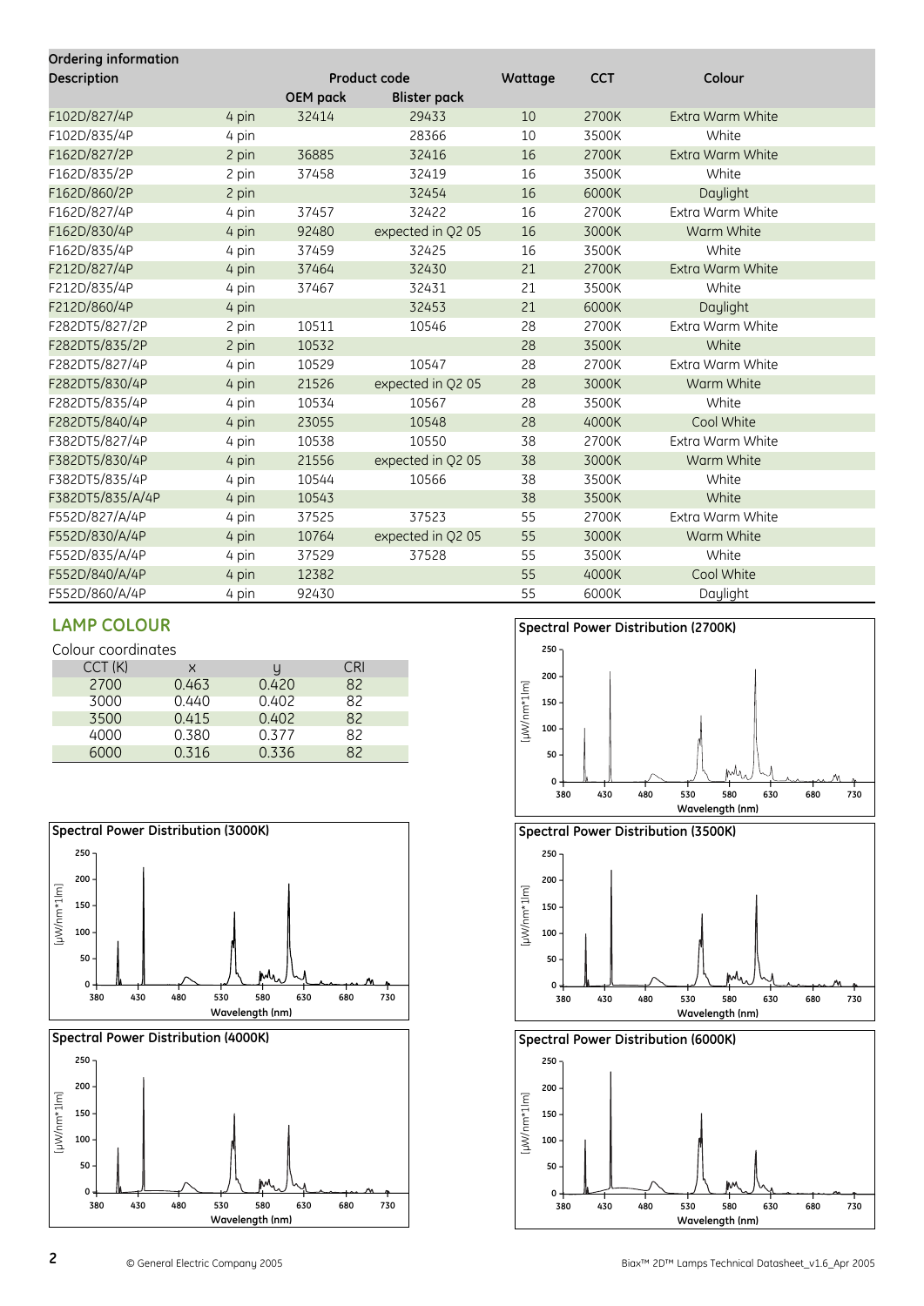## Ordering information

| Description | | Product code | | Wattage | CCT | Colour |
|---|---|---|---|---|---|---|
| | | OEM pack | Blister pack | | | |
| F102D/827/4P | 4 pin | 32414 | 29433 | 10 | 2700K | Extra Warm White |
| F102D/835/4P | 4 pin | | 28366 | 10 | 3500K | White |
| F162D/827/2P | 2 pin | 36885 | 32416 | 16 | 2700K | Extra Warm White |
| F162D/835/2P | 2 pin | 37458 | 32419 | 16 | 3500K | White |
| F162D/860/2P | 2 pin | | 32454 | 16 | 6000K | Daylight |
| F162D/827/4P | 4 pin | 37457 | 32422 | 16 | 2700K | Extra Warm White |
| F162D/830/4P | 4 pin | 92480 | expected in Q2 05 | 16 | 3000K | Warm White |
| F162D/835/4P | 4 pin | 37459 | 32425 | 16 | 3500K | White |
| F212D/827/4P | 4 pin | 37464 | 32430 | 21 | 2700K | Extra Warm White |
| F212D/835/4P | 4 pin | 37467 | 32431 | 21 | 3500K | White |
| F212D/860/4P | 4 pin | | 32453 | 21 | 6000K | Daylight |
| F282DT5/827/2P | 2 pin | 10511 | 10546 | 28 | 2700K | Extra Warm White |
| F282DT5/835/2P | 2 pin | 10532 | | 28 | 3500K | White |
| F282DT5/827/4P | 4 pin | 10529 | 10547 | 28 | 2700K | Extra Warm White |
| F282DT5/830/4P | 4 pin | 21526 | expected in Q2 05 | 28 | 3000K | Warm White |
| F282DT5/835/4P | 4 pin | 10534 | 10567 | 28 | 3500K | White |
| F282DT5/840/4P | 4 pin | 23055 | 10548 | 28 | 4000K | Cool White |
| F382DT5/827/4P | 4 pin | 10538 | 10550 | 38 | 2700K | Extra Warm White |
| F382DT5/830/4P | 4 pin | 21556 | expected in Q2 05 | 38 | 3000K | Warm White |
| F382DT5/835/4P | 4 pin | 10544 | 10566 | 38 | 3500K | White |
| F382DT5/835/A/4P | 4 pin | 10543 | | 38 | 3500K | White |
| F552D/827/A/4P | 4 pin | 37525 | 37523 | 55 | 2700K | Extra Warm White |
| F552D/830/A/4P | 4 pin | 10764 | expected in Q2 05 | 55 | 3000K | Warm White |
| F552D/835/A/4P | 4 pin | 37529 | 37528 | 55 | 3500K | White |
| F552D/840/A/4P | 4 pin | 12382 | | 55 | 4000K | Cool White |
| F552D/860/A/4P | 4 pin | 92430 | | 55 | 6000K | Daylight |

## LAMP COLOUR

Colour coordinates

| CCT (K) | x | y | CRI |
|---|---|---|---|
| 2700 | 0.463 | 0.420 | 82 |
| 3000 | 0.440 | 0.402 | 82 |
| 3500 | 0.415 | 0.402 | 82 |
| 4000 | 0.380 | 0.377 | 82 |
| 6000 | 0.316 | 0.336 | 82 |

**Spectral Power Distribution (2700K)**

**Spectral Power Distribution (3000K)**

**Spectral Power Distribution (3500K)**

**Spectral Power Distribution (4000K)**

**Spectral Power Distribution (6000K)**

© General Electric Company 2005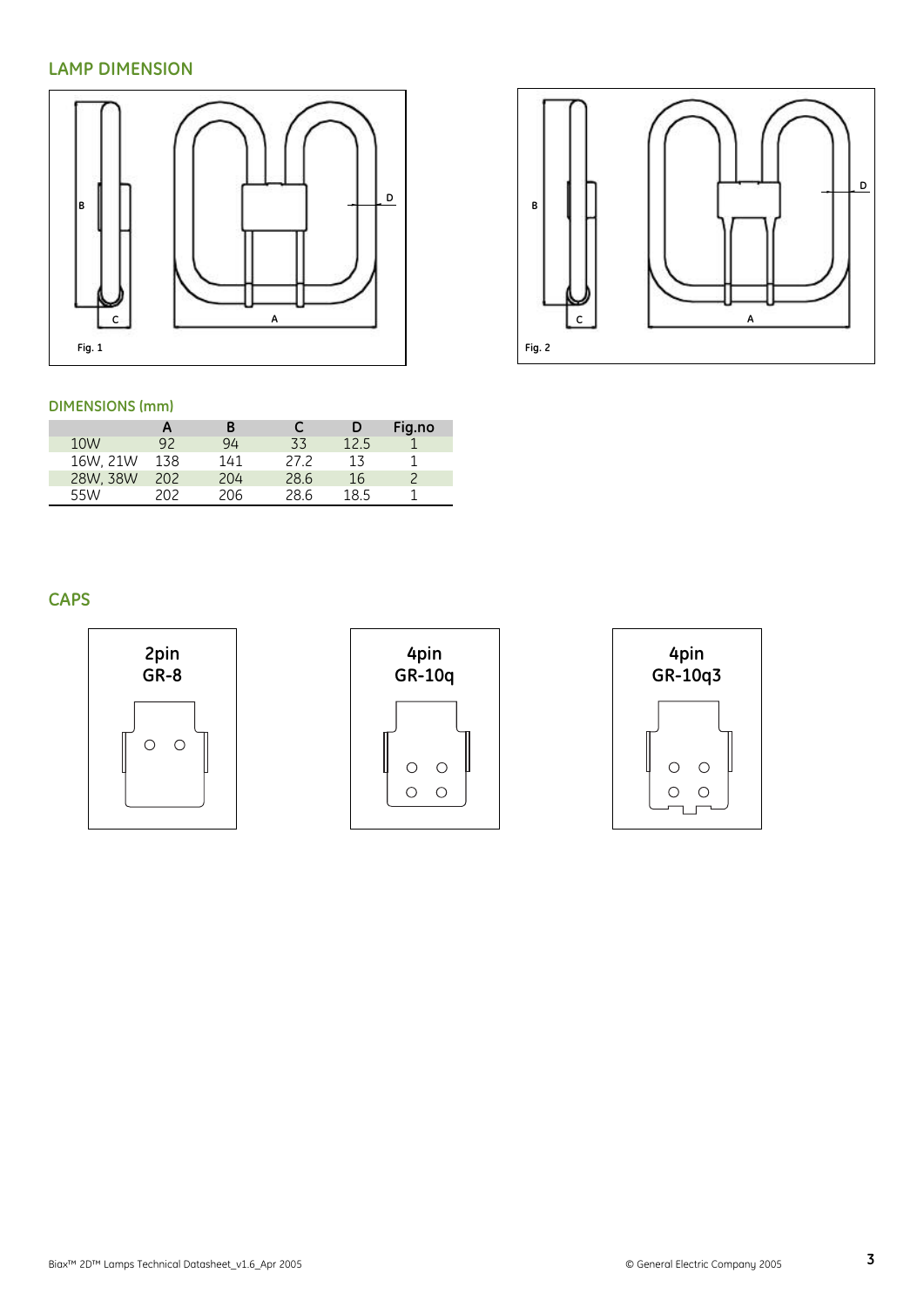## LAMP DIMENSION

Fig. 1

Fig. 2

### DIMENSIONS (mm)

| | A | B | C | D | Fig.no |
|---|---|---|---|---|---|
| 10W | 92 | 94 | 33 | 12.5 | 1 |
| 16W, 21W | 138 | 141 | 27.2 | 13 | 1 |
| 28W, 38W | 202 | 204 | 28.6 | 16 | 2 |
| 55W | 202 | 206 | 28.6 | 18.5 | 1 |

## CAPS

**2pin GR-8**

**4pin GR-10q**

**4pin GR-10q3**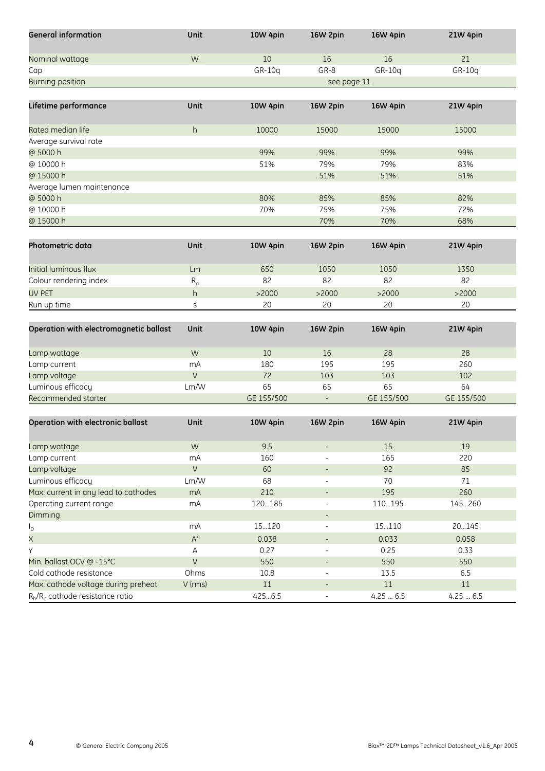| General information | Unit | 10W 4pin | 16W 2pin | 16W 4pin | 21W 4pin |
|---|---|---|---|---|---|
| Nominal wattage | W | 10 | 16 | 16 | 21 |
| Cap | | GR-10q | GR-8 | GR-10q | GR-10q |
| Burning position | | see page 11 | | | |

| Lifetime performance | Unit | 10W 4pin | 16W 2pin | 16W 4pin | 21W 4pin |
|---|---|---|---|---|---|
| Rated median life | h | 10000 | 15000 | 15000 | 15000 |
| Average survival rate | | | | | |
| @ 5000 h | | 99% | 99% | 99% | 99% |
| @ 10000 h | | 51% | 79% | 79% | 83% |
| @ 15000 h | | | 51% | 51% | 51% |
| Average lumen maintenance | | | | | |
| @ 5000 h | | 80% | 85% | 85% | 82% |
| @ 10000 h | | 70% | 75% | 75% | 72% |
| @ 15000 h | | | 70% | 70% | 68% |

| Photometric data | Unit | 10W 4pin | 16W 2pin | 16W 4pin | 21W 4pin |
|---|---|---|---|---|---|
| Initial luminous flux | Lm | 650 | 1050 | 1050 | 1350 |
| Colour rendering index | $R_a$ | 82 | 82 | 82 | 82 |
| UV PET | h | >2000 | >2000 | >2000 | >2000 |
| Run up time | s | 20 | 20 | 20 | 20 |

| Operation with electromagnetic ballast | Unit | 10W 4pin | 16W 2pin | 16W 4pin | 21W 4pin |
|---|---|---|---|---|---|
| Lamp wattage | W | 10 | 16 | 28 | 28 |
| Lamp current | mA | 180 | 195 | 195 | 260 |
| Lamp voltage | V | 72 | 103 | 103 | 102 |
| Luminous efficacy | Lm/W | 65 | 65 | 65 | 64 |
| Recommended starter | | GE 155/500 | - | GE 155/500 | GE 155/500 |

| Operation with electronic ballast | Unit | 10W 4pin | 16W 2pin | 16W 4pin | 21W 4pin |
|---|---|---|---|---|---|
| Lamp wattage | W | 9.5 | - | 15 | 19 |
| Lamp current | mA | 160 | - | 165 | 220 |
| Lamp voltage | V | 60 | - | 92 | 85 |
| Luminous efficacy | Lm/W | 68 | - | 70 | 71 |
| Max. current in any lead to cathodes | mA | 210 | - | 195 | 260 |
| Operating current range | mA | 120...185 | - | 110...195 | 145...260 |
| Dimming | | | - | | |
| $I_D$ | mA | 15...120 | - | 15...110 | 20...145 |
| X | $A^2$ | 0.038 | - | 0.033 | 0.058 |
| Y | A | 0.27 | - | 0.25 | 0.33 |
| Min. ballast OCV @ -15°C | V | 550 | - | 550 | 550 |
| Cold cathode resistance | Ohms | 10.8 | - | 13.5 | 6.5 |
| Max. cathode voltage during preheat | V (rms) | 11 | - | 11 | 11 |
| $R_h/R_c$ cathode resistance ratio | | 425...6.5 | - | 4.25 ... 6.5 | 4.25 ... 6.5 |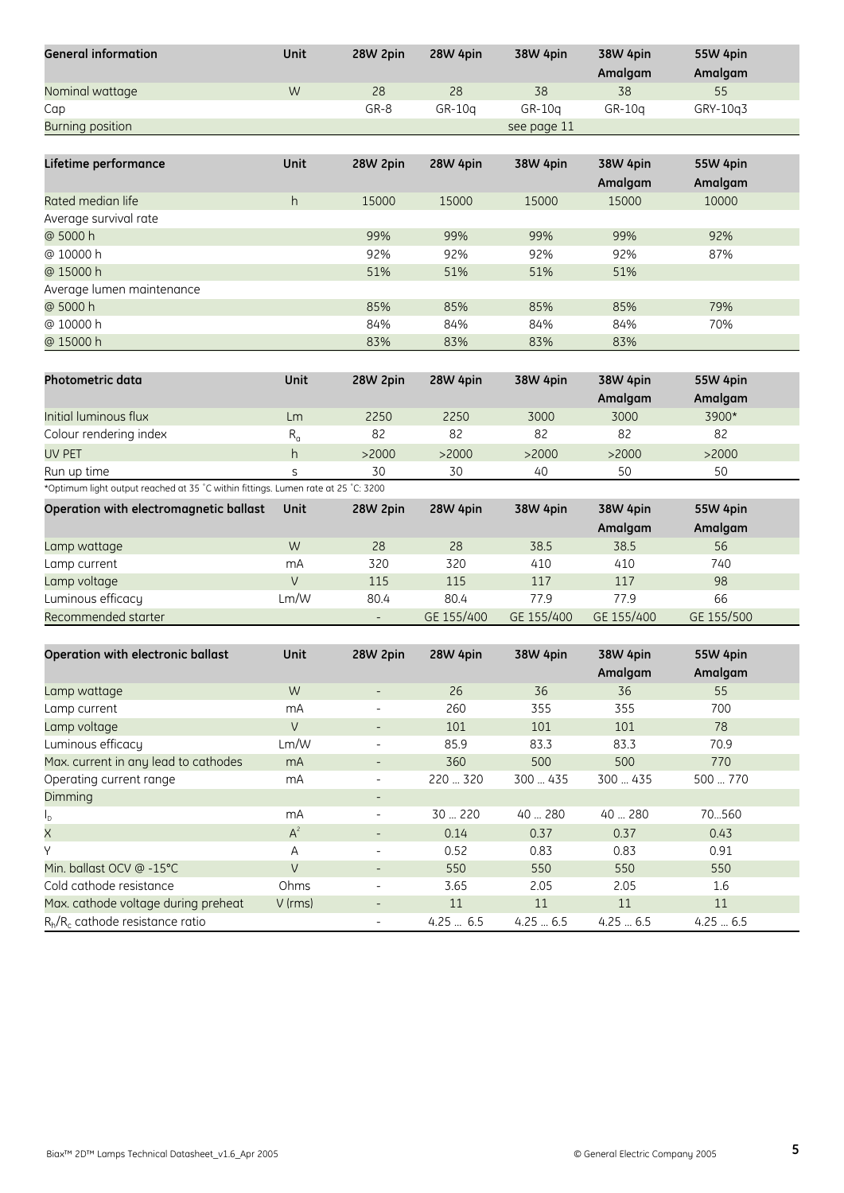| General information | Unit | 28W 2pin | 28W 4pin | 38W 4pin | 38W 4pin Amalgam | 55W 4pin Amalgam |
|---|---|---|---|---|---|---|
| Nominal wattage | W | 28 | 28 | 38 | 38 | 55 |
| Cap | | GR-8 | GR-10q | GR-10q | GR-10q | GRY-10q3 |
| Burning position | | | | see page 11 | | |

| Lifetime performance | Unit | 28W 2pin | 28W 4pin | 38W 4pin | 38W 4pin Amalgam | 55W 4pin Amalgam |
|---|---|---|---|---|---|---|
| Rated median life | h | 15000 | 15000 | 15000 | 15000 | 10000 |
| Average survival rate | | | | | | |
| @ 5000 h | | 99% | 99% | 99% | 99% | 92% |
| @ 10000 h | | 92% | 92% | 92% | 92% | 87% |
| @ 15000 h | | 51% | 51% | 51% | 51% | |
| Average lumen maintenance | | | | | | |
| @ 5000 h | | 85% | 85% | 85% | 85% | 79% |
| @ 10000 h | | 84% | 84% | 84% | 84% | 70% |
| @ 15000 h | | 83% | 83% | 83% | 83% | |

| Photometric data | Unit | 28W 2pin | 28W 4pin | 38W 4pin | 38W 4pin Amalgam | 55W 4pin Amalgam |
|---|---|---|---|---|---|---|
| Initial luminous flux | Lm | 2250 | 2250 | 3000 | 3000 | 3900* |
| Colour rendering index | $R_a$ | 82 | 82 | 82 | 82 | 82 |
| UV PET | h | >2000 | >2000 | >2000 | >2000 | >2000 |
| Run up time | s | 30 | 30 | 40 | 50 | 50 |

*Optimum light output reached at 35 ˚C within fittings. Lumen rate at 25 ˚C: 3200

| Operation with electromagnetic ballast | Unit | 28W 2pin | 28W 4pin | 38W 4pin | 38W 4pin Amalgam | 55W 4pin Amalgam |
|---|---|---|---|---|---|---|
| Lamp wattage | W | 28 | 28 | 38.5 | 38.5 | 56 |
| Lamp current | mA | 320 | 320 | 410 | 410 | 740 |
| Lamp voltage | V | 115 | 115 | 117 | 117 | 98 |
| Luminous efficacy | Lm/W | 80.4 | 80.4 | 77.9 | 77.9 | 66 |
| Recommended starter | | - | GE 155/400 | GE 155/400 | GE 155/400 | GE 155/500 |

| Operation with electronic ballast | Unit | 28W 2pin | 28W 4pin | 38W 4pin | 38W 4pin Amalgam | 55W 4pin Amalgam |
|---|---|---|---|---|---|---|
| Lamp wattage | W | - | 26 | 36 | 36 | 55 |
| Lamp current | mA | - | 260 | 355 | 355 | 700 |
| Lamp voltage | V | - | 101 | 101 | 101 | 78 |
| Luminous efficacy | Lm/W | - | 85.9 | 83.3 | 83.3 | 70.9 |
| Max. current in any lead to cathodes | mA | - | 360 | 500 | 500 | 770 |
| Operating current range | mA | - | 220 ... 320 | 300 ... 435 | 300 ... 435 | 500 ... 770 |
| Dimming | | - | | | | |
| $I_D$ | mA | - | 30 ... 220 | 40 ... 280 | 40 ... 280 | 70...560 |
| X | $A^2$ | - | 0.14 | 0.37 | 0.37 | 0.43 |
| Y | A | - | 0.52 | 0.83 | 0.83 | 0.91 |
| Min. ballast OCV @ -15°C | V | - | 550 | 550 | 550 | 550 |
| Cold cathode resistance | Ohms | - | 3.65 | 2.05 | 2.05 | 1.6 |
| Max. cathode voltage during preheat | V (rms) | - | 11 | 11 | 11 | 11 |
| $R_h/R_c$ cathode resistance ratio | | - | 4.25 ... 6.5 | 4.25 ... 6.5 | 4.25 ... 6.5 | 4.25 ... 6.5 |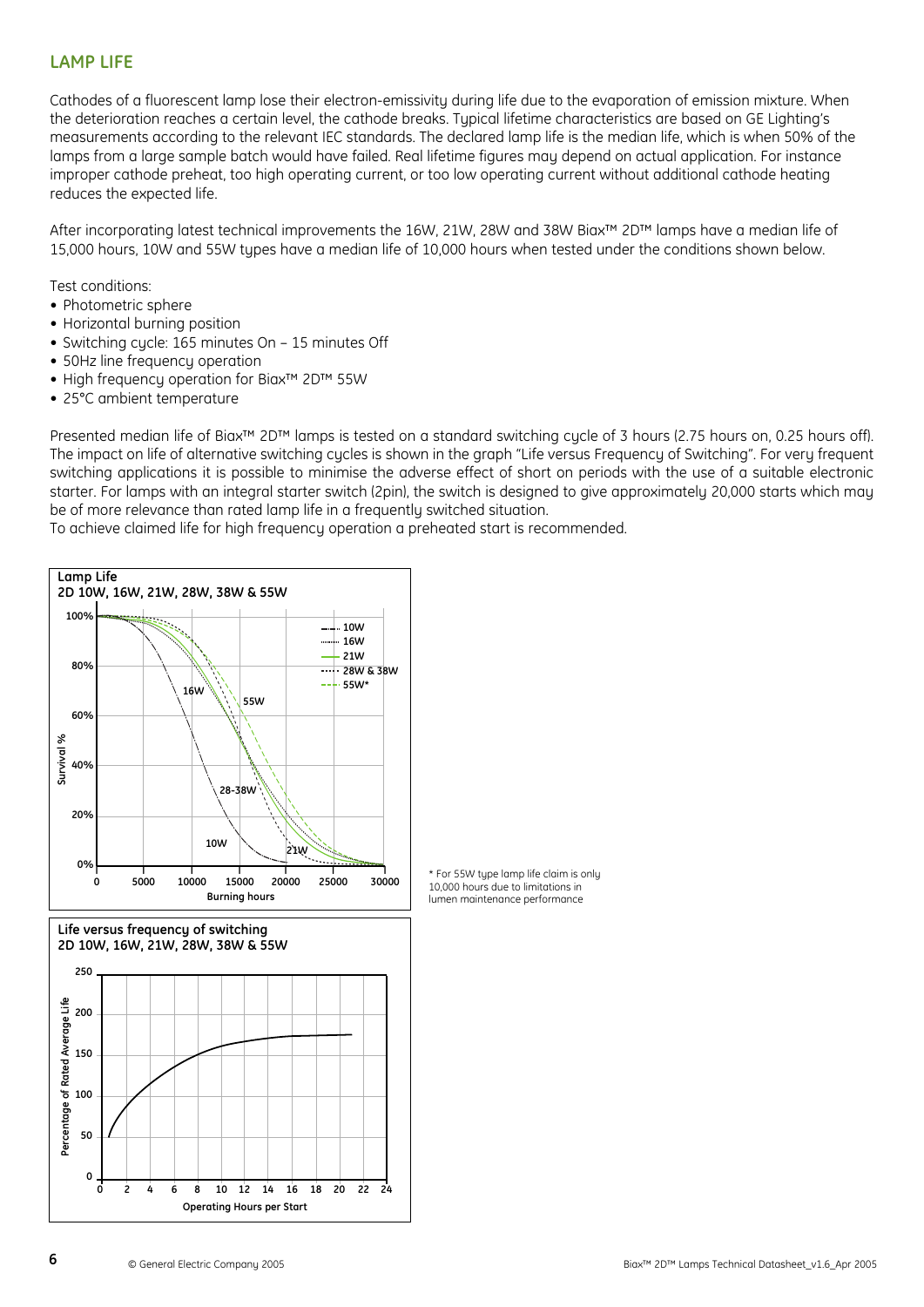## LAMP LIFE

Cathodes of a fluorescent lamp lose their electron-emissivity during life due to the evaporation of emission mixture. When the deterioration reaches a certain level, the cathode breaks. Typical lifetime characteristics are based on GE Lighting's measurements according to the relevant IEC standards. The declared lamp life is the median life, which is when 50% of the lamps from a large sample batch would have failed. Real lifetime figures may depend on actual application. For instance improper cathode preheat, too high operating current, or too low operating current without additional cathode heating reduces the expected life.

After incorporating latest technical improvements the 16W, 21W, 28W and 38W Biax™ 2D™ lamps have a median life of 15,000 hours, 10W and 55W types have a median life of 10,000 hours when tested under the conditions shown below.

Test conditions:

- Photometric sphere
- Horizontal burning position
- Switching cycle: 165 minutes On – 15 minutes Off
- 50Hz line frequency operation
- High frequency operation for Biax™ 2D™ 55W
- 25°C ambient temperature

Presented median life of Biax™ 2D™ lamps is tested on a standard switching cycle of 3 hours (2.75 hours on, 0.25 hours off). The impact on life of alternative switching cycles is shown in the graph "Life versus Frequency of Switching". For very frequent switching applications it is possible to minimise the adverse effect of short on periods with the use of a suitable electronic starter. For lamps with an integral starter switch (2pin), the switch is designed to give approximately 20,000 starts which may be of more relevance than rated lamp life in a frequently switched situation.

To achieve claimed life for high frequency operation a preheated start is recommended.

**Lamp Life**
**2D 10W, 16W, 21W, 28W, 38W & 55W**

(Graph: Survival % vs Burning hours, 0–30000; curves for 10W, 16W, 21W, 28W & 38W, 55W*)

\* For 55W type lamp life claim is only 10,000 hours due to limitations in lumen maintenance performance

**Life versus frequency of switching**
**2D 10W, 16W, 21W, 28W, 38W & 55W**

(Graph: Percentage of Rated Average Life vs Operating Hours per Start, 0–24)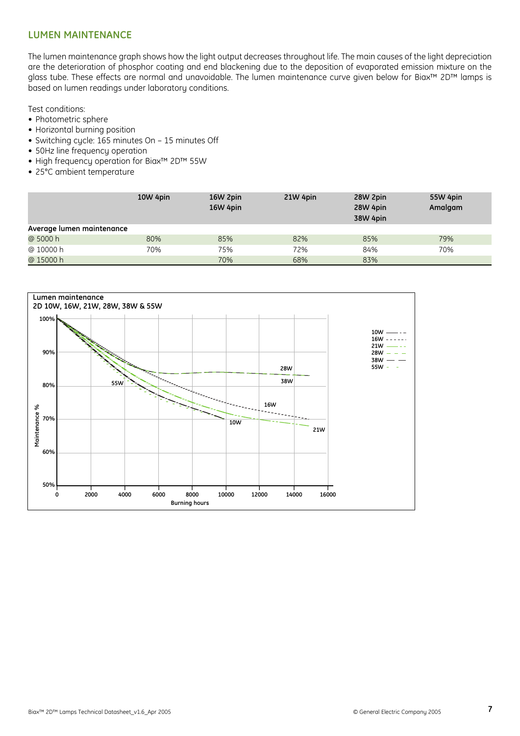## LUMEN MAINTENANCE

The lumen maintenance graph shows how the light output decreases throughout life. The main causes of the light depreciation are the deterioration of phosphor coating and end blackening due to the deposition of evaporated emission mixture on the glass tube. These effects are normal and unavoidable. The lumen maintenance curve given below for Biax™ 2D™ lamps is based on lumen readings under laboratory conditions.

Test conditions:

- Photometric sphere
- Horizontal burning position
- Switching cycle: 165 minutes On – 15 minutes Off
- 50Hz line frequency operation
- High frequency operation for Biax™ 2D™ 55W
- 25°C ambient temperature

| | 10W 4pin | 16W 2pin<br>16W 4pin | 21W 4pin | 28W 2pin<br>28W 4pin<br>38W 4pin | 55W 4pin<br>Amalgam |
|---|---|---|---|---|---|
| **Average lumen maintenance** | | | | | |
| @ 5000 h | 80% | 85% | 82% | 85% | 79% |
| @ 10000 h | 70% | 75% | 72% | 84% | 70% |
| @ 15000 h | | 70% | 68% | 83% | |

**Lumen maintenance**
**2D 10W, 16W, 21W, 28W, 38W & 55W**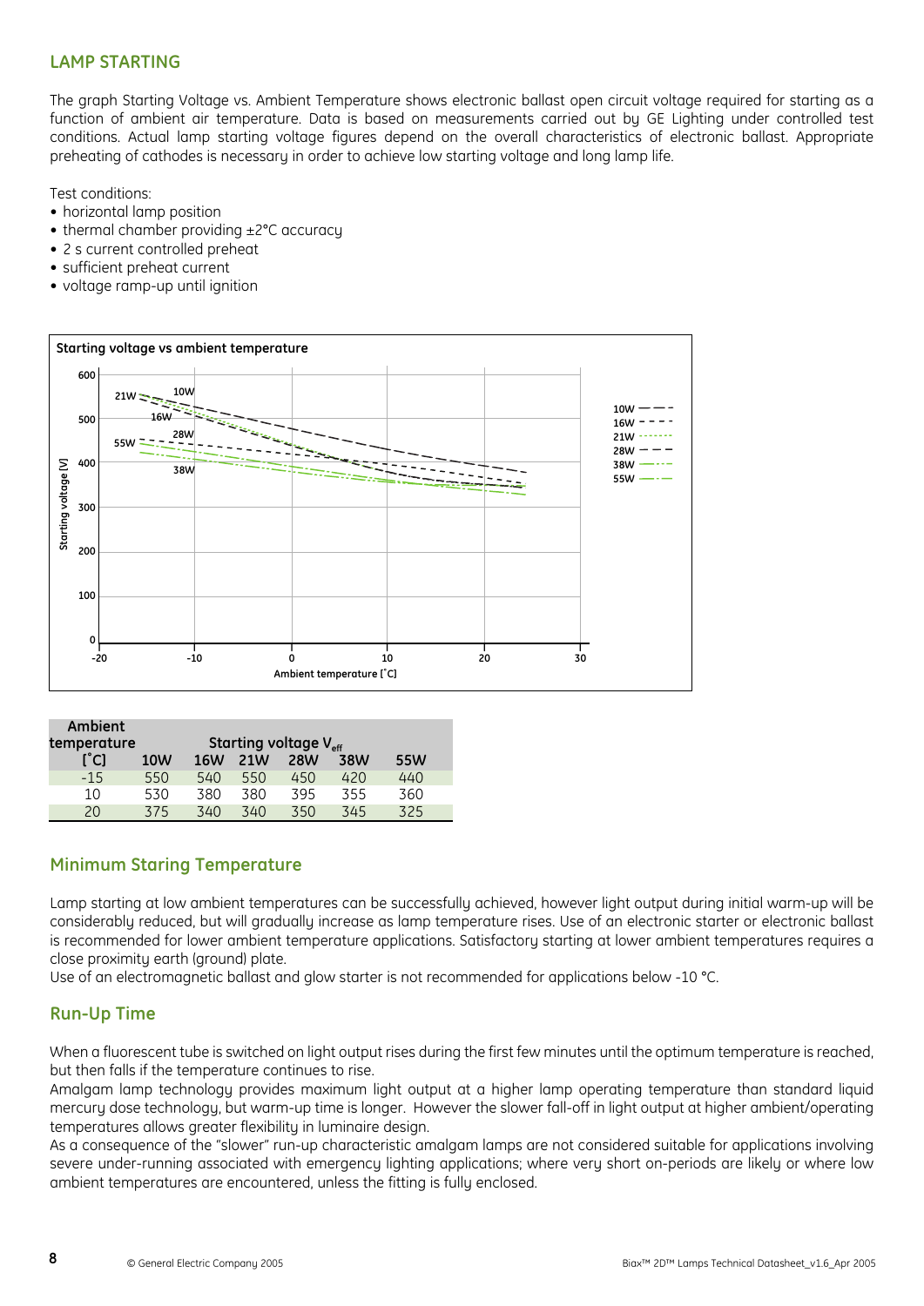## LAMP STARTING

The graph Starting Voltage vs. Ambient Temperature shows electronic ballast open circuit voltage required for starting as a function of ambient air temperature. Data is based on measurements carried out by GE Lighting under controlled test conditions. Actual lamp starting voltage figures depend on the overall characteristics of electronic ballast. Appropriate preheating of cathodes is necessary in order to achieve low starting voltage and long lamp life.

Test conditions:

- horizontal lamp position
- thermal chamber providing ±2°C accuracy
- 2 s current controlled preheat
- sufficient preheat current
- voltage ramp-up until ignition

Starting voltage vs ambient temperature

| Ambient temperature [˚C] | Starting voltage $V_{eff}$ | | | | | |
|---|---|---|---|---|---|---|
| | 10W | 16W | 21W | 28W | 38W | 55W |
| -15 | 550 | 540 | 550 | 450 | 420 | 440 |
| 10 | 530 | 380 | 380 | 395 | 355 | 360 |
| 20 | 375 | 340 | 340 | 350 | 345 | 325 |

## Minimum Staring Temperature

Lamp starting at low ambient temperatures can be successfully achieved, however light output during initial warm-up will be considerably reduced, but will gradually increase as lamp temperature rises. Use of an electronic starter or electronic ballast is recommended for lower ambient temperature applications. Satisfactory starting at lower ambient temperatures requires a close proximity earth (ground) plate.

Use of an electromagnetic ballast and glow starter is not recommended for applications below -10 °C.

## Run-Up Time

When a fluorescent tube is switched on light output rises during the first few minutes until the optimum temperature is reached, but then falls if the temperature continues to rise.

Amalgam lamp technology provides maximum light output at a higher lamp operating temperature than standard liquid mercury dose technology, but warm-up time is longer. However the slower fall-off in light output at higher ambient/operating temperatures allows greater flexibility in luminaire design.

As a consequence of the "slower" run-up characteristic amalgam lamps are not considered suitable for applications involving severe under-running associated with emergency lighting applications; where very short on-periods are likely or where low ambient temperatures are encountered, unless the fitting is fully enclosed.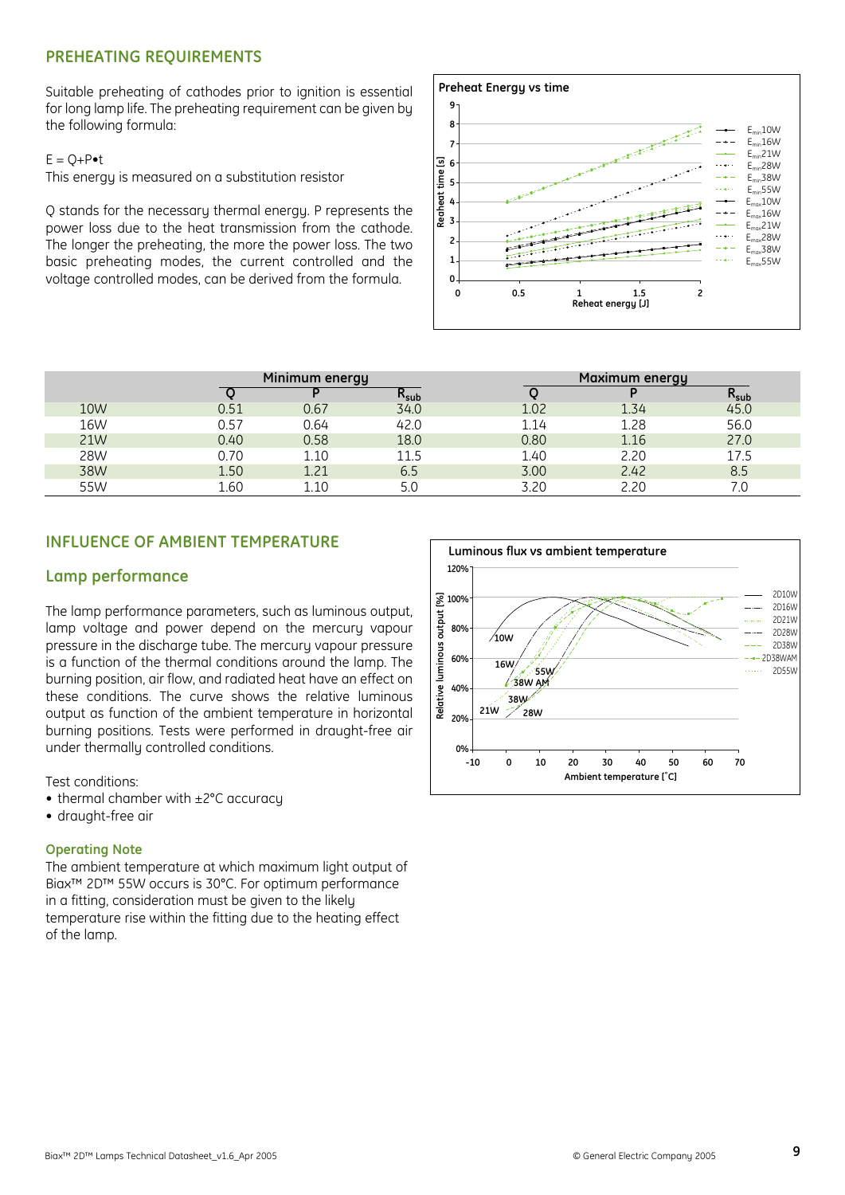## PREHEATING REQUIREMENTS

Suitable preheating of cathodes prior to ignition is essential for long lamp life. The preheating requirement can be given by the following formula:

$E = Q + P \cdot t$

This energy is measured on a substitution resistor

Q stands for the necessary thermal energy. P represents the power loss due to the heat transmission from the cathode. The longer the preheating, the more the power loss. The two basic preheating modes, the current controlled and the voltage controlled modes, can be derived from the formula.

| | Minimum energy | | | Maximum energy | | |
|---|---|---|---|---|---|---|
| | Q | P | $R_{sub}$ | Q | P | $R_{sub}$ |
| 10W | 0.51 | 0.67 | 34.0 | 1.02 | 1.34 | 45.0 |
| 16W | 0.57 | 0.64 | 42.0 | 1.14 | 1.28 | 56.0 |
| 21W | 0.40 | 0.58 | 18.0 | 0.80 | 1.16 | 27.0 |
| 28W | 0.70 | 1.10 | 11.5 | 1.40 | 2.20 | 17.5 |
| 38W | 1.50 | 1.21 | 6.5 | 3.00 | 2.42 | 8.5 |
| 55W | 1.60 | 1.10 | 5.0 | 3.20 | 2.20 | 7.0 |

## INFLUENCE OF AMBIENT TEMPERATURE

### Lamp performance

The lamp performance parameters, such as luminous output, lamp voltage and power depend on the mercury vapour pressure in the discharge tube. The mercury vapour pressure is a function of the thermal conditions around the lamp. The burning position, air flow, and radiated heat have an effect on these conditions. The curve shows the relative luminous output as function of the ambient temperature in horizontal burning positions. Tests were performed in draught-free air under thermally controlled conditions.

Test conditions:

- thermal chamber with ±2°C accuracy
- draught-free air

#### Operating Note

The ambient temperature at which maximum light output of Biax™ 2D™ 55W occurs is 30°C. For optimum performance in a fitting, consideration must be given to the likely temperature rise within the fitting due to the heating effect of the lamp.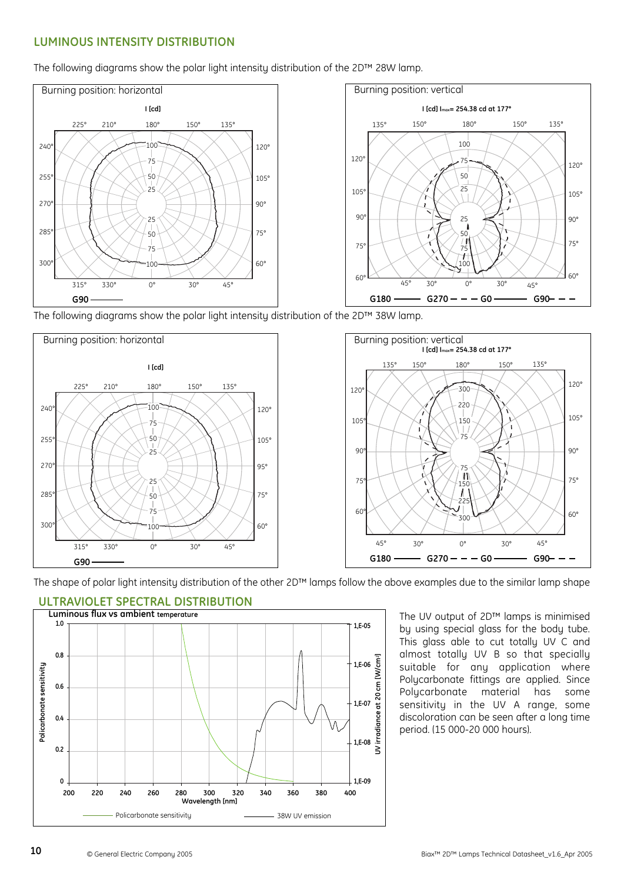## LUMINOUS INTENSITY DISTRIBUTION

The following diagrams show the polar light intensity distribution of the 2D™ 28W lamp.

Burning position: horizontal

I [cd]

G90

Burning position: vertical

I [cd] $I_{max}$= 254.38 cd at 177°

G180 G270 G0 G90

The following diagrams show the polar light intensity distribution of the 2D™ 38W lamp.

Burning position: horizontal

I [cd]

G90

Burning position: vertical

I [cd] $I_{max}$= 254.38 cd at 177°

G180 G270 G0 G90

The shape of polar light intensity distribution of the other 2D™ lamps follow the above examples due to the similar lamp shape

## ULTRAVIOLET SPECTRAL DISTRIBUTION

Luminous flux vs ambient temperature

Policarbonate sensitivity — 38W UV emission

The UV output of 2D™ lamps is minimised by using special glass for the body tube. This glass able to cut totally UV C and almost totally UV B so that specially suitable for any application where Polycarbonate fittings are applied. Since Polycarbonate material has some sensitivity in the UV A range, some discoloration can be seen after a long time period. (15 000-20 000 hours).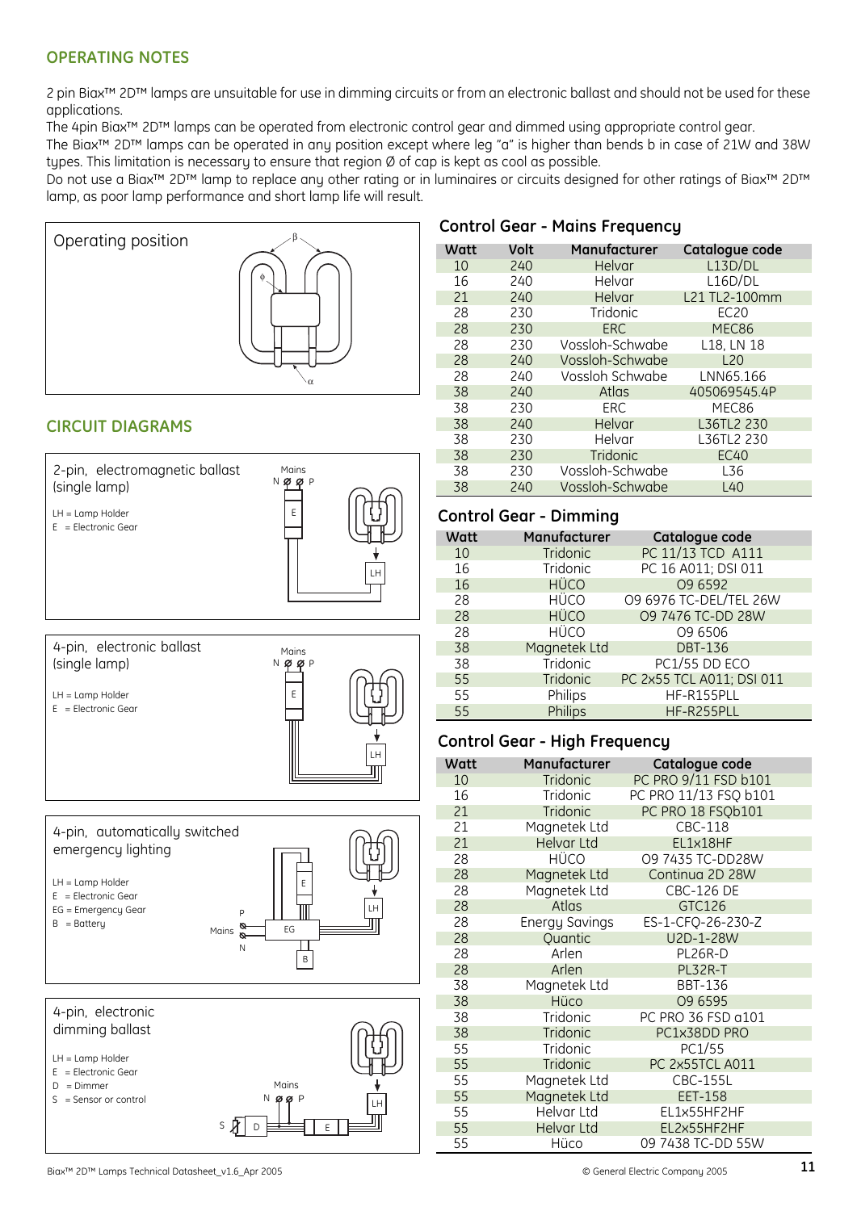## OPERATING NOTES

2 pin Biax™ 2D™ lamps are unsuitable for use in dimming circuits or from an electronic ballast and should not be used for these applications.
The 4pin Biax™ 2D™ lamps can be operated from electronic control gear and dimmed using appropriate control gear.
The Biax™ 2D™ lamps can be operated in any position except where leg "a" is higher than bends b in case of 21W and 38W types. This limitation is necessary to ensure that region Ø of cap is kept as cool as possible.
Do not use a Biax™ 2D™ lamp to replace any other rating or in luminaires or circuits designed for other ratings of Biax™ 2D™ lamp, as poor lamp performance and short lamp life will result.

Operating position

β

ϕ

α

## CIRCUIT DIAGRAMS

2-pin, electromagnetic ballast (single lamp)

LH = Lamp Holder
E = Electronic Gear

Mains
N P
E
LH

4-pin, electronic ballast (single lamp)

LH = Lamp Holder
E = Electronic Gear

Mains
N P
E
LH

4-pin, automatically switched emergency lighting

LH = Lamp Holder
E = Electronic Gear
EG = Emergency Gear
B = Battery

E
LH
P
Mains
N
EG
B

4-pin, electronic dimming ballast

LH = Lamp Holder
E = Electronic Gear
D = Dimmer
S = Sensor or control

Mains
N P
LH
S D E

## Control Gear - Mains Frequency

| Watt | Volt | Manufacturer | Catalogue code |
|---|---|---|---|
| 10 | 240 | Helvar | L13D/DL |
| 16 | 240 | Helvar | L16D/DL |
| 21 | 240 | Helvar | L21 TL2-100mm |
| 28 | 230 | Tridonic | EC20 |
| 28 | 230 | ERC | MEC86 |
| 28 | 230 | Vossloh-Schwabe | L18, LN 18 |
| 28 | 240 | Vossloh-Schwabe | L20 |
| 28 | 240 | Vossloh Schwabe | LNN65.166 |
| 38 | 240 | Atlas | 405069545.4P |
| 38 | 230 | ERC | MEC86 |
| 38 | 240 | Helvar | L36TL2 230 |
| 38 | 230 | Helvar | L36TL2 230 |
| 38 | 230 | Tridonic | EC40 |
| 38 | 230 | Vossloh-Schwabe | L36 |
| 38 | 240 | Vossloh-Schwabe | L40 |

## Control Gear - Dimming

| Watt | Manufacturer | Catalogue code |
|---|---|---|
| 10 | Tridonic | PC 11/13 TCD A111 |
| 16 | Tridonic | PC 16 A011; DSI 011 |
| 16 | HÜCO | 09 6592 |
| 28 | HÜCO | 09 6976 TC-DEL/TEL 26W |
| 28 | HÜCO | 09 7476 TC-DD 28W |
| 28 | HÜCO | 09 6506 |
| 38 | Magnetek Ltd | DBT-136 |
| 38 | Tridonic | PC1/55 DD ECO |
| 55 | Tridonic | PC 2x55 TCL A011; DSI 011 |
| 55 | Philips | HF-R155PLL |
| 55 | Philips | HF-R255PLL |

## Control Gear - High Frequency

| Watt | Manufacturer | Catalogue code |
|---|---|---|
| 10 | Tridonic | PC PRO 9/11 FSD b101 |
| 16 | Tridonic | PC PRO 11/13 FSQ b101 |
| 21 | Tridonic | PC PRO 18 FSQb101 |
| 21 | Magnetek Ltd | CBC-118 |
| 21 | Helvar Ltd | EL1x18HF |
| 28 | HÜCO | 09 7435 TC-DD28W |
| 28 | Magnetek Ltd | Continua 2D 28W |
| 28 | Magnetek Ltd | CBC-126 DE |
| 28 | Atlas | GTC126 |
| 28 | Energy Savings | ES-1-CFQ-26-230-Z |
| 28 | Quantic | U2D-1-28W |
| 28 | Arlen | PL26R-D |
| 28 | Arlen | PL32R-T |
| 38 | Magnetek Ltd | BBT-136 |
| 38 | Hüco | 09 6595 |
| 38 | Tridonic | PC PRO 36 FSD a101 |
| 38 | Tridonic | PC1x38DD PRO |
| 55 | Tridonic | PC1/55 |
| 55 | Tridonic | PC 2x55TCL A011 |
| 55 | Magnetek Ltd | CBC-155L |
| 55 | Magnetek Ltd | EET-158 |
| 55 | Helvar Ltd | EL1x55HF2HF |
| 55 | Helvar Ltd | EL2x55HF2HF |
| 55 | Hüco | 09 7438 TC-DD 55W |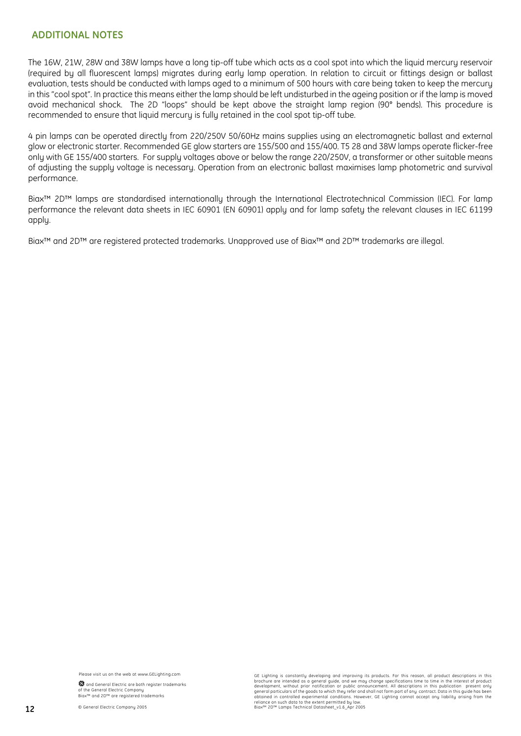## ADDITIONAL NOTES

The 16W, 21W, 28W and 38W lamps have a long tip-off tube which acts as a cool spot into which the liquid mercury reservoir (required by all fluorescent lamps) migrates during early lamp operation. In relation to circuit or fittings design or ballast evaluation, tests should be conducted with lamps aged to a minimum of 500 hours with care being taken to keep the mercury in this "cool spot". In practice this means either the lamp should be left undisturbed in the ageing position or if the lamp is moved avoid mechanical shock. The 2D "loops" should be kept above the straight lamp region (90° bends). This procedure is recommended to ensure that liquid mercury is fully retained in the cool spot tip-off tube.

4 pin lamps can be operated directly from 220/250V 50/60Hz mains supplies using an electromagnetic ballast and external glow or electronic starter. Recommended GE glow starters are 155/500 and 155/400. T5 28 and 38W lamps operate flicker-free only with GE 155/400 starters. For supply voltages above or below the range 220/250V, a transformer or other suitable means of adjusting the supply voltage is necessary. Operation from an electronic ballast maximises lamp photometric and survival performance.

Biax™ 2D™ lamps are standardised internationally through the International Electrotechnical Commission (IEC). For lamp performance the relevant data sheets in IEC 60901 (EN 60901) apply and for lamp safety the relevant clauses in IEC 61199 apply.

Biax™ and 2D™ are registered protected trademarks. Unapproved use of Biax™ and 2D™ trademarks are illegal.

Please visit us on the web at www.GELighting.com

and General Electric are both register trademarks of the General Electric Company
Biax™ and 2D™ are registered trademarks

© General Electric Company 2005

GE Lighting is constantly developing and improving its products. For this reason, all product descriptions in this brochure are intended as a general guide, and we may change specifications time to time in the interest of product development, without prior notification or public announcement. All descriptions in this publication present only general particulars of the goods to which they refer and shall not form part of any contract. Data in this guide has been obtained in controlled experimental conditions. However, GE Lighting cannot accept any liability arising from the reliance on such data to the extent permitted by law.
Biax™ 2D™ Lamps Technical Datasheet_v1.6_Apr 2005